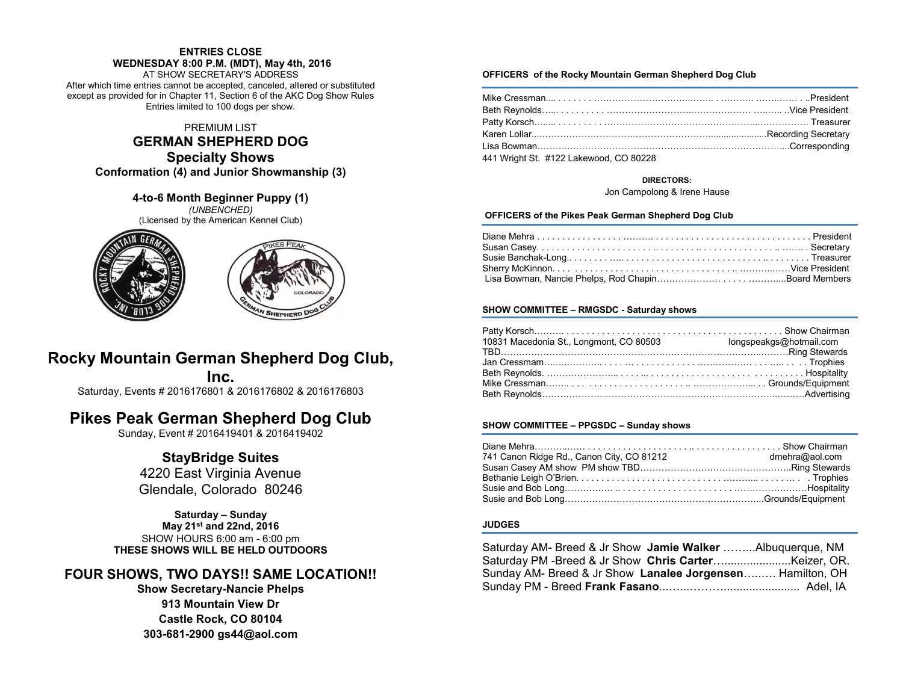**ENTRIES CLOSE**
**WEDNESDAY 8:00 P.M. (MDT), May 4th, 2016**
AT SHOW SECRETARY'S ADDRESS
After which time entries cannot be accepted, canceled, altered or substituted except as provided for in Chapter 11, Section 6 of the AKC Dog Show Rules
Entries limited to 100 dogs per show.

PREMIUM LIST

# GERMAN SHEPHERD DOG Specialty Shows

**Conformation (4) and Junior Showmanship (3)**

**4-to-6 Month Beginner Puppy (1)**
*(UNBENCHED)*
(Licensed by the American Kennel Club)

## Rocky Mountain German Shepherd Dog Club, Inc.

Saturday, Events # 2016176801 & 2016176802 & 2016176803

## Pikes Peak German Shepherd Dog Club

Sunday, Event # 2016419401 & 2016419402

### StayBridge Suites

4220 East Virginia Avenue
Glendale, Colorado 80246

**Saturday – Sunday**
**May 21st and 22nd, 2016**
SHOW HOURS 6:00 am - 6:00 pm
**THESE SHOWS WILL BE HELD OUTDOORS**

### FOUR SHOWS, TWO DAYS!! SAME LOCATION!!

**Show Secretary-Nancie Phelps**
**913 Mountain View Dr**
**Castle Rock, CO 80104**
**303-681-2900 gs44@aol.com**

**OFFICERS of the Rocky Mountain German Shepherd Dog Club**

Mike Cressman.... President
Beth Reynolds.... Vice President
Patty Korsch.... Treasurer
Karen Lollar.... Recording Secretary
Lisa Bowman.... Corresponding
441 Wright St. #122 Lakewood, CO 80228

**DIRECTORS:**
Jon Campolong & Irene Hause

**OFFICERS of the Pikes Peak German Shepherd Dog Club**

Diane Mehra.... President
Susan Casey.... Secretary
Susie Banchak-Long.... Treasurer
Sherry McKinnon.... Vice President
Lisa Bowman, Nancie Phelps, Rod Chapin.... Board Members

**SHOW COMMITTEE – RMGSDC - Saturday shows**

Patty Korsch.... Show Chairman
10831 Macedonia St., Longmont, CO 80503 longspeakgs@hotmail.com
TBD.... Ring Stewards
Jan Cressmam.... Trophies
Beth Reynolds.... Hospitality
Mike Cressman.... Grounds/Equipment
Beth Reynolds.... Advertising

**SHOW COMMITTEE – PPGSDC – Sunday shows**

Diane Mehra.... Show Chairman
741 Canon Ridge Rd., Canon City, CO 81212 dmehra@aol.com
Susan Casey AM show PM show TBD.... Ring Stewards
Bethanie Leigh O'Brien.... Trophies
Susie and Bob Long.... Hospitality
Susie and Bob Long.... Grounds/Equipment

**JUDGES**

Saturday AM- Breed & Jr Show **Jamie Walker**.... Albuquerque, NM
Saturday PM -Breed & Jr Show **Chris Carter**.... Keizer, OR.
Sunday AM- Breed & Jr Show **Lanalee Jorgensen**.... Hamilton, OH
Sunday PM - Breed **Frank Fasano**.... Adel, IA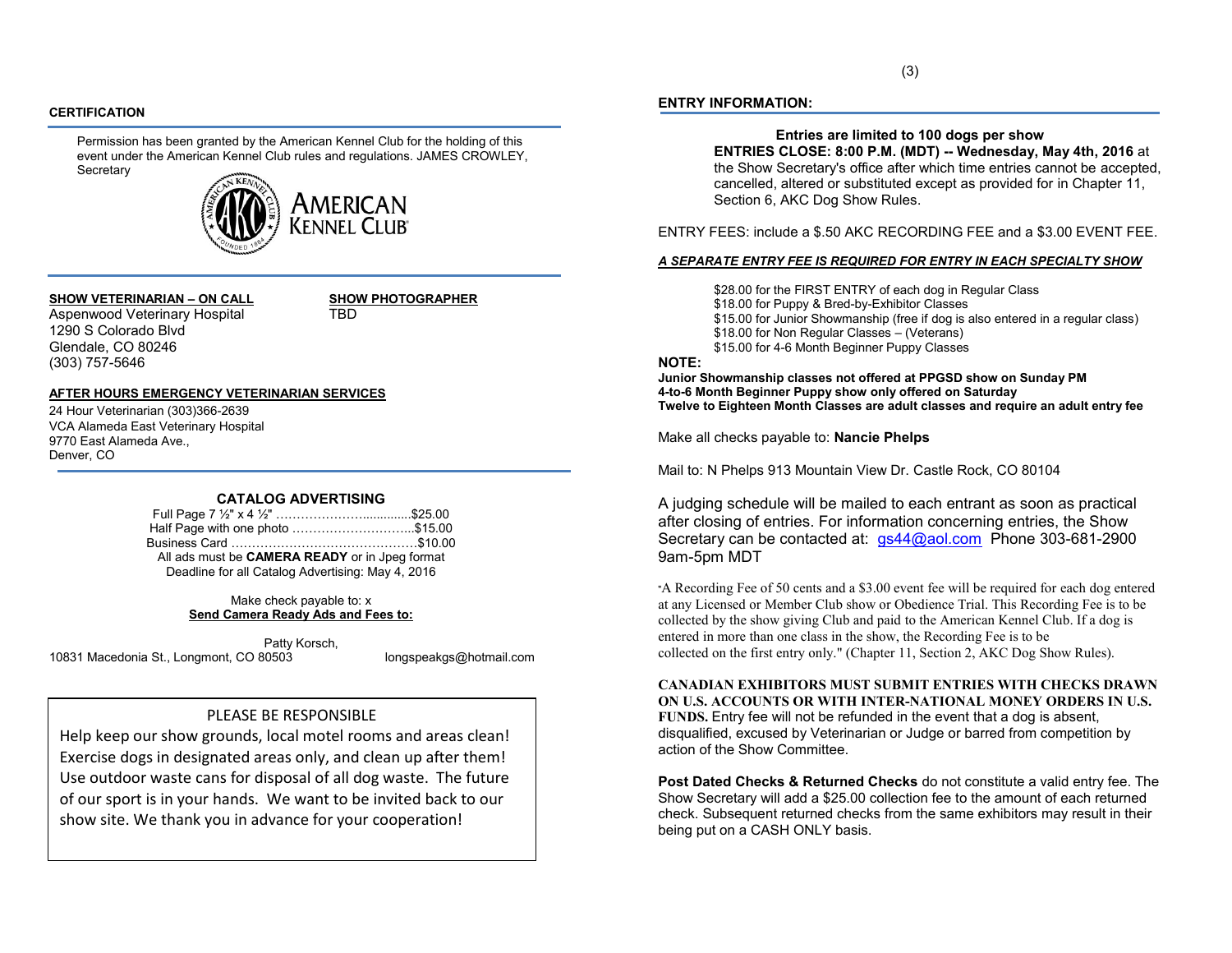## CERTIFICATION

Permission has been granted by the American Kennel Club for the holding of this event under the American Kennel Club rules and regulations. JAMES CROWLEY, Secretary

AMERICAN KENNEL CLUB

**SHOW VETERINARIAN – ON CALL**
Aspenwood Veterinary Hospital
1290 S Colorado Blvd
Glendale, CO 80246
(303) 757-5646

**SHOW PHOTOGRAPHER**
TBD

**AFTER HOURS EMERGENCY VETERINARIAN SERVICES**
24 Hour Veterinarian (303)366-2639
VCA Alameda East Veterinary Hospital
9770 East Alameda Ave.,
Denver, CO

### CATALOG ADVERTISING

Full Page 7 ½" x 4 ½" ……………………...........$25.00
Half Page with one photo ………………………...$15.00
Business Card ……………………………………$10.00
All ads must be **CAMERA READY** or in Jpeg format
Deadline for all Catalog Advertising: May 4, 2016

Make check payable to: x
**Send Camera Ready Ads and Fees to:**

Patty Korsch,
10831 Macedonia St., Longmont, CO 80503 longspeakgs@hotmail.com

PLEASE BE RESPONSIBLE
Help keep our show grounds, local motel rooms and areas clean! Exercise dogs in designated areas only, and clean up after them! Use outdoor waste cans for disposal of all dog waste. The future of our sport is in your hands. We want to be invited back to our show site. We thank you in advance for your cooperation!

## ENTRY INFORMATION:

**Entries are limited to 100 dogs per show**
**ENTRIES CLOSE: 8:00 P.M. (MDT) -- Wednesday, May 4th, 2016** at the Show Secretary's office after which time entries cannot be accepted, cancelled, altered or substituted except as provided for in Chapter 11, Section 6, AKC Dog Show Rules.

ENTRY FEES: include a $.50 AKC RECORDING FEE and a $3.00 EVENT FEE.

***A SEPARATE ENTRY FEE IS REQUIRED FOR ENTRY IN EACH SPECIALTY SHOW***

$28.00 for the FIRST ENTRY of each dog in Regular Class
$18.00 for Puppy & Bred-by-Exhibitor Classes
$15.00 for Junior Showmanship (free if dog is also entered in a regular class)
$18.00 for Non Regular Classes – (Veterans)
$15.00 for 4-6 Month Beginner Puppy Classes

**NOTE:**
**Junior Showmanship classes not offered at PPGSD show on Sunday PM**
**4-to-6 Month Beginner Puppy show only offered on Saturday**
**Twelve to Eighteen Month Classes are adult classes and require an adult entry fee**

Make all checks payable to: **Nancie Phelps**

Mail to: N Phelps 913 Mountain View Dr. Castle Rock, CO 80104

A judging schedule will be mailed to each entrant as soon as practical after closing of entries. For information concerning entries, the Show Secretary can be contacted at: gs44@aol.com Phone 303-681-2900 9am-5pm MDT

"A Recording Fee of 50 cents and a $3.00 event fee will be required for each dog entered at any Licensed or Member Club show or Obedience Trial. This Recording Fee is to be collected by the show giving Club and paid to the American Kennel Club. If a dog is entered in more than one class in the show, the Recording Fee is to be collected on the first entry only." (Chapter 11, Section 2, AKC Dog Show Rules).

**CANADIAN EXHIBITORS MUST SUBMIT ENTRIES WITH CHECKS DRAWN ON U.S. ACCOUNTS OR WITH INTER-NATIONAL MONEY ORDERS IN U.S. FUNDS.** Entry fee will not be refunded in the event that a dog is absent, disqualified, excused by Veterinarian or Judge or barred from competition by action of the Show Committee.

**Post Dated Checks & Returned Checks** do not constitute a valid entry fee. The Show Secretary will add a $25.00 collection fee to the amount of each returned check. Subsequent returned checks from the same exhibitors may result in their being put on a CASH ONLY basis.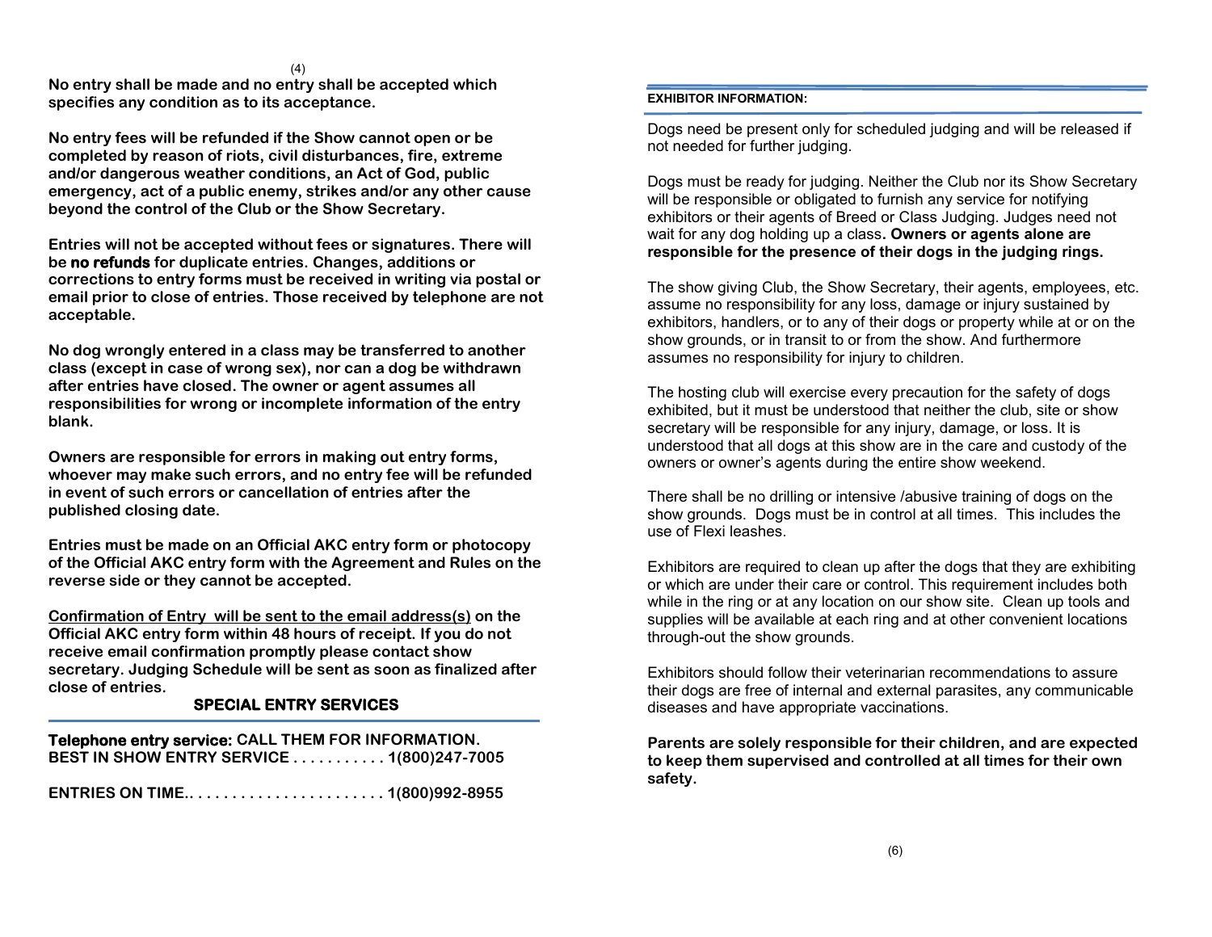**No entry shall be made and no entry shall be accepted which specifies any condition as to its acceptance.**

**No entry fees will be refunded if the Show cannot open or be completed by reason of riots, civil disturbances, fire, extreme and/or dangerous weather conditions, an Act of God, public emergency, act of a public enemy, strikes and/or any other cause beyond the control of the Club or the Show Secretary.**

**Entries will not be accepted without fees or signatures. There will be no refunds for duplicate entries. Changes, additions or corrections to entry forms must be received in writing via postal or email prior to close of entries. Those received by telephone are not acceptable.**

**No dog wrongly entered in a class may be transferred to another class (except in case of wrong sex), nor can a dog be withdrawn after entries have closed. The owner or agent assumes all responsibilities for wrong or incomplete information of the entry blank.**

**Owners are responsible for errors in making out entry forms, whoever may make such errors, and no entry fee will be refunded in event of such errors or cancellation of entries after the published closing date.**

**Entries must be made on an Official AKC entry form or photocopy of the Official AKC entry form with the Agreement and Rules on the reverse side or they cannot be accepted.**

**<u>Confirmation of Entry will be sent to the email address(s)</u> on the Official AKC entry form within 48 hours of receipt. If you do not receive email confirmation promptly please contact show secretary. Judging Schedule will be sent as soon as finalized after close of entries.**

## SPECIAL ENTRY SERVICES

**Telephone entry service: CALL THEM FOR INFORMATION.**
**BEST IN SHOW ENTRY SERVICE . . . . . . . . . . . 1(800)247-7005**

**ENTRIES ON TIME.. . . . . . . . . . . . . . . . . . . . . . . 1(800)992-8955**

## EXHIBITOR INFORMATION:

Dogs need be present only for scheduled judging and will be released if not needed for further judging.

Dogs must be ready for judging. Neither the Club nor its Show Secretary will be responsible or obligated to furnish any service for notifying exhibitors or their agents of Breed or Class Judging. Judges need not wait for any dog holding up a class**. Owners or agents alone are responsible for the presence of their dogs in the judging rings.**

The show giving Club, the Show Secretary, their agents, employees, etc. assume no responsibility for any loss, damage or injury sustained by exhibitors, handlers, or to any of their dogs or property while at or on the show grounds, or in transit to or from the show. And furthermore assumes no responsibility for injury to children.

The hosting club will exercise every precaution for the safety of dogs exhibited, but it must be understood that neither the club, site or show secretary will be responsible for any injury, damage, or loss. It is understood that all dogs at this show are in the care and custody of the owners or owner's agents during the entire show weekend.

There shall be no drilling or intensive /abusive training of dogs on the show grounds. Dogs must be in control at all times. This includes the use of Flexi leashes.

Exhibitors are required to clean up after the dogs that they are exhibiting or which are under their care or control. This requirement includes both while in the ring or at any location on our show site. Clean up tools and supplies will be available at each ring and at other convenient locations through-out the show grounds.

Exhibitors should follow their veterinarian recommendations to assure their dogs are free of internal and external parasites, any communicable diseases and have appropriate vaccinations.

**Parents are solely responsible for their children, and are expected to keep them supervised and controlled at all times for their own safety.**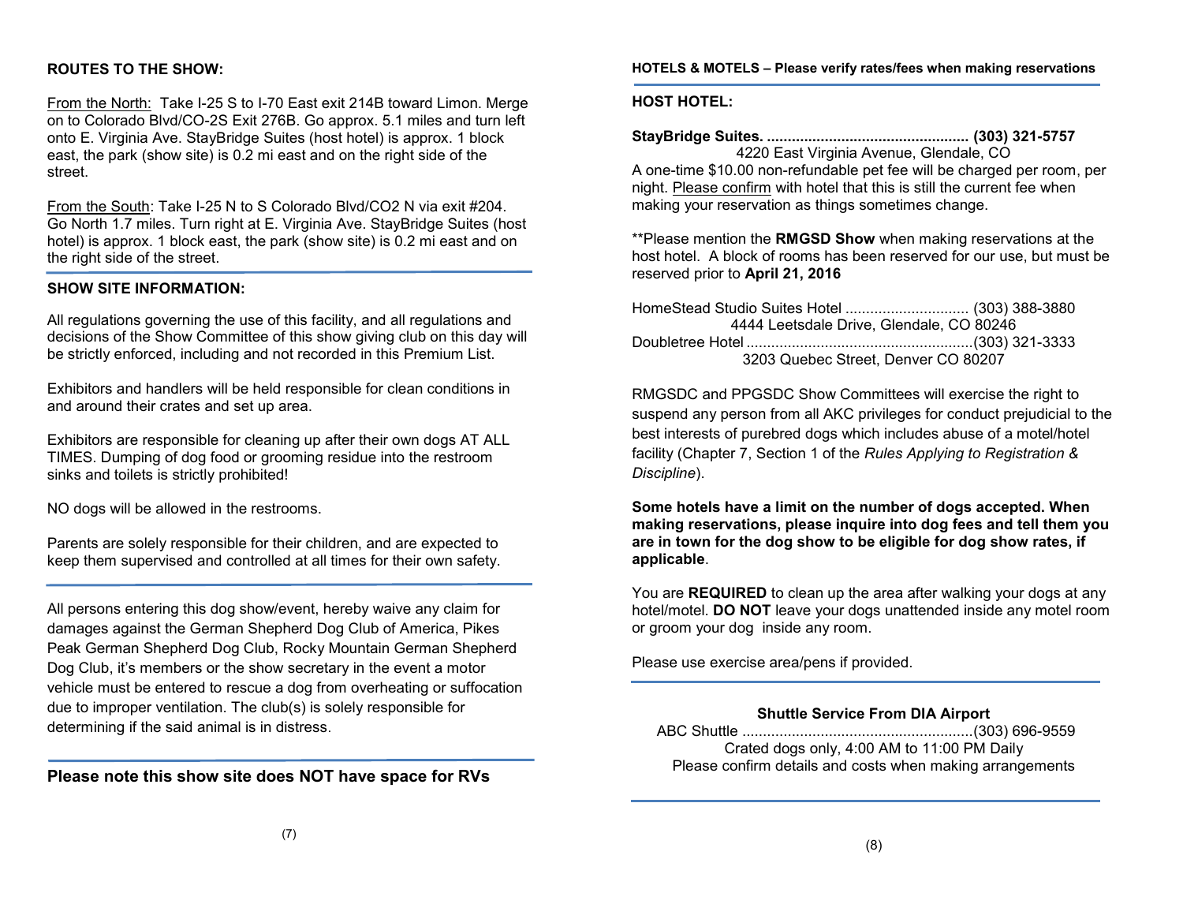**ROUTES TO THE SHOW:**

From the North: Take I-25 S to I-70 East exit 214B toward Limon. Merge on to Colorado Blvd/CO-2S Exit 276B. Go approx. 5.1 miles and turn left onto E. Virginia Ave. StayBridge Suites (host hotel) is approx. 1 block east, the park (show site) is 0.2 mi east and on the right side of the street.

From the South: Take I-25 N to S Colorado Blvd/CO2 N via exit #204. Go North 1.7 miles. Turn right at E. Virginia Ave. StayBridge Suites (host hotel) is approx. 1 block east, the park (show site) is 0.2 mi east and on the right side of the street.

**SHOW SITE INFORMATION:**

All regulations governing the use of this facility, and all regulations and decisions of the Show Committee of this show giving club on this day will be strictly enforced, including and not recorded in this Premium List.

Exhibitors and handlers will be held responsible for clean conditions in and around their crates and set up area.

Exhibitors are responsible for cleaning up after their own dogs AT ALL TIMES. Dumping of dog food or grooming residue into the restroom sinks and toilets is strictly prohibited!

NO dogs will be allowed in the restrooms.

Parents are solely responsible for their children, and are expected to keep them supervised and controlled at all times for their own safety.

All persons entering this dog show/event, hereby waive any claim for damages against the German Shepherd Dog Club of America, Pikes Peak German Shepherd Dog Club, Rocky Mountain German Shepherd Dog Club, it's members or the show secretary in the event a motor vehicle must be entered to rescue a dog from overheating or suffocation due to improper ventilation. The club(s) is solely responsible for determining if the said animal is in distress.

**Please note this show site does NOT have space for RVs**

**HOTELS & MOTELS – Please verify rates/fees when making reservations**

**HOST HOTEL:**

**StayBridge Suites. ................................................ (303) 321-5757**
4220 East Virginia Avenue, Glendale, CO

A one-time $10.00 non-refundable pet fee will be charged per room, per night. Please confirm with hotel that this is still the current fee when making your reservation as things sometimes change.

**Please mention the **RMGSD Show** when making reservations at the host hotel. A block of rooms has been reserved for our use, but must be reserved prior to **April 21, 2016**

HomeStead Studio Suites Hotel ............................ (303) 388-3880
4444 Leetsdale Drive, Glendale, CO 80246

Doubletree Hotel ......................................................(303) 321-3333
3203 Quebec Street, Denver CO 80207

RMGSDC and PPGSDC Show Committees will exercise the right to suspend any person from all AKC privileges for conduct prejudicial to the best interests of purebred dogs which includes abuse of a motel/hotel facility (Chapter 7, Section 1 of the *Rules Applying to Registration & Discipline*).

**Some hotels have a limit on the number of dogs accepted. When making reservations, please inquire into dog fees and tell them you are in town for the dog show to be eligible for dog show rates, if applicable**.

You are **REQUIRED** to clean up the area after walking your dogs at any hotel/motel. **DO NOT** leave your dogs unattended inside any motel room or groom your dog inside any room.

Please use exercise area/pens if provided.

**Shuttle Service From DIA Airport**

ABC Shuttle .......................................................(303) 696-9559
Crated dogs only, 4:00 AM to 11:00 PM Daily
Please confirm details and costs when making arrangements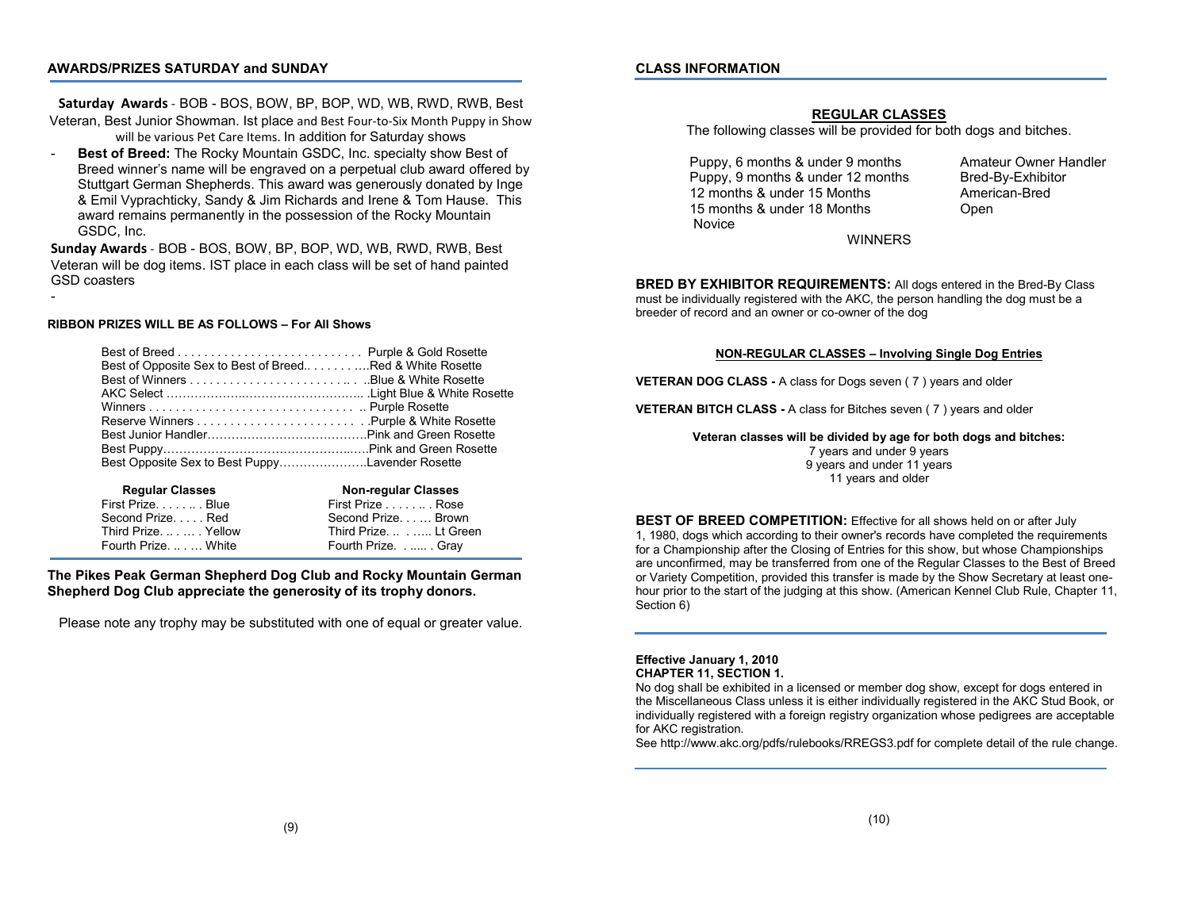## AWARDS/PRIZES SATURDAY and SUNDAY

**Saturday Awards** - BOB - BOS, BOW, BP, BOP, WD, WB, RWD, RWB, Best Veteran, Best Junior Showman. Ist place and Best Four-to-Six Month Puppy in Show will be various Pet Care Items. In addition for Saturday shows

- **Best of Breed:** The Rocky Mountain GSDC, Inc. specialty show Best of Breed winner's name will be engraved on a perpetual club award offered by Stuttgart German Shepherds. This award was generously donated by Inge & Emil Vyprachticky, Sandy & Jim Richards and Irene & Tom Hause. This award remains permanently in the possession of the Rocky Mountain GSDC, Inc.

**Sunday Awards** - BOB - BOS, BOW, BP, BOP, WD, WB, RWD, RWB, Best Veteran will be dog items. IST place in each class will be set of hand painted GSD coasters

-

### RIBBON PRIZES WILL BE AS FOLLOWS – For All Shows

| Award | Ribbon |
|---|---|
| Best of Breed | Purple & Gold Rosette |
| Best of Opposite Sex to Best of Breed | Red & White Rosette |
| Best of Winners | Blue & White Rosette |
| AKC Select | Light Blue & White Rosette |
| Winners | Purple Rosette |
| Reserve Winners | Purple & White Rosette |
| Best Junior Handler | Pink and Green Rosette |
| Best Puppy | Pink and Green Rosette |
| Best Opposite Sex to Best Puppy | Lavender Rosette |

| Regular Classes | | Non-regular Classes | |
|---|---|---|---|
| First Prize | Blue | First Prize | Rose |
| Second Prize | Red | Second Prize | Brown |
| Third Prize | Yellow | Third Prize | Lt Green |
| Fourth Prize | White | Fourth Prize | Gray |

**The Pikes Peak German Shepherd Dog Club and Rocky Mountain German Shepherd Dog Club appreciate the generosity of its trophy donors.**

Please note any trophy may be substituted with one of equal or greater value.

## CLASS INFORMATION

### REGULAR CLASSES

The following classes will be provided for both dogs and bitches.

- Puppy, 6 months & under 9 months
- Puppy, 9 months & under 12 months
- 12 months & under 15 Months
- 15 months & under 18 Months
- Novice
- Amateur Owner Handler
- Bred-By-Exhibitor
- American-Bred
- Open
- WINNERS

**BRED BY EXHIBITOR REQUIREMENTS:** All dogs entered in the Bred-By Class must be individually registered with the AKC, the person handling the dog must be a breeder of record and an owner or co-owner of the dog

### NON-REGULAR CLASSES – Involving Single Dog Entries

**VETERAN DOG CLASS -** A class for Dogs seven ( 7 ) years and older

**VETERAN BITCH CLASS -** A class for Bitches seven ( 7 ) years and older

**Veteran classes will be divided by age for both dogs and bitches:**

7 years and under 9 years
9 years and under 11 years
11 years and older

**BEST OF BREED COMPETITION:** Effective for all shows held on or after July 1, 1980, dogs which according to their owner's records have completed the requirements for a Championship after the Closing of Entries for this show, but whose Championships are unconfirmed, may be transferred from one of the Regular Classes to the Best of Breed or Variety Competition, provided this transfer is made by the Show Secretary at least one-hour prior to the start of the judging at this show. (American Kennel Club Rule, Chapter 11, Section 6)

**Effective January 1, 2010**
**CHAPTER 11, SECTION 1.**
No dog shall be exhibited in a licensed or member dog show, except for dogs entered in the Miscellaneous Class unless it is either individually registered in the AKC Stud Book, or individually registered with a foreign registry organization whose pedigrees are acceptable for AKC registration.
See http://www.akc.org/pdfs/rulebooks/RREGS3.pdf for complete detail of the rule change.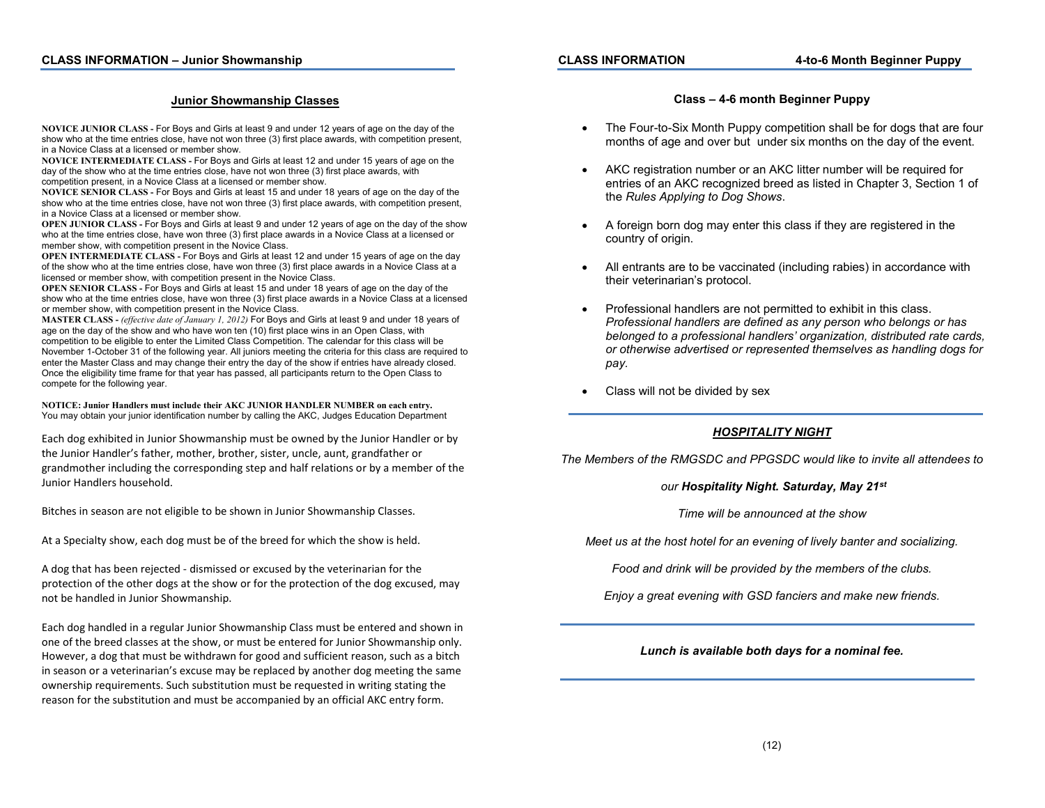## CLASS INFORMATION – Junior Showmanship

### Junior Showmanship Classes

**NOVICE JUNIOR CLASS -** For Boys and Girls at least 9 and under 12 years of age on the day of the show who at the time entries close, have not won three (3) first place awards, with competition present, in a Novice Class at a licensed or member show.

**NOVICE INTERMEDIATE CLASS -** For Boys and Girls at least 12 and under 15 years of age on the day of the show who at the time entries close, have not won three (3) first place awards, with competition present, in a Novice Class at a licensed or member show.

**NOVICE SENIOR CLASS -** For Boys and Girls at least 15 and under 18 years of age on the day of the show who at the time entries close, have not won three (3) first place awards, with competition present, in a Novice Class at a licensed or member show.

**OPEN JUNIOR CLASS -** For Boys and Girls at least 9 and under 12 years of age on the day of the show who at the time entries close, have won three (3) first place awards in a Novice Class at a licensed or member show, with competition present in the Novice Class.

**OPEN INTERMEDIATE CLASS -** For Boys and Girls at least 12 and under 15 years of age on the day of the show who at the time entries close, have won three (3) first place awards in a Novice Class at a licensed or member show, with competition present in the Novice Class.

**OPEN SENIOR CLASS -** For Boys and Girls at least 15 and under 18 years of age on the day of the show who at the time entries close, have won three (3) first place awards in a Novice Class at a licensed or member show, with competition present in the Novice Class.

**MASTER CLASS -** *(effective date of January 1, 2012)* For Boys and Girls at least 9 and under 18 years of age on the day of the show and who have won ten (10) first place wins in an Open Class, with competition to be eligible to enter the Limited Class Competition. The calendar for this class will be November 1-October 31 of the following year. All juniors meeting the criteria for this class are required to enter the Master Class and may change their entry the day of the show if entries have already closed. Once the eligibility time frame for that year has passed, all participants return to the Open Class to compete for the following year.

**NOTICE: Junior Handlers must include their AKC JUNIOR HANDLER NUMBER on each entry.**
You may obtain your junior identification number by calling the AKC, Judges Education Department

Each dog exhibited in Junior Showmanship must be owned by the Junior Handler or by the Junior Handler's father, mother, brother, sister, uncle, aunt, grandfather or grandmother including the corresponding step and half relations or by a member of the Junior Handlers household.

Bitches in season are not eligible to be shown in Junior Showmanship Classes.

At a Specialty show, each dog must be of the breed for which the show is held.

A dog that has been rejected - dismissed or excused by the veterinarian for the protection of the other dogs at the show or for the protection of the dog excused, may not be handled in Junior Showmanship.

Each dog handled in a regular Junior Showmanship Class must be entered and shown in one of the breed classes at the show, or must be entered for Junior Showmanship only. However, a dog that must be withdrawn for good and sufficient reason, such as a bitch in season or a veterinarian's excuse may be replaced by another dog meeting the same ownership requirements. Such substitution must be requested in writing stating the reason for the substitution and must be accompanied by an official AKC entry form.

## CLASS INFORMATION 4-to-6 Month Beginner Puppy

### Class – 4-6 month Beginner Puppy

- The Four-to-Six Month Puppy competition shall be for dogs that are four months of age and over but under six months on the day of the event.
- AKC registration number or an AKC litter number will be required for entries of an AKC recognized breed as listed in Chapter 3, Section 1 of the *Rules Applying to Dog Shows*.
- A foreign born dog may enter this class if they are registered in the country of origin.
- All entrants are to be vaccinated (including rabies) in accordance with their veterinarian's protocol.
- Professional handlers are not permitted to exhibit in this class. *Professional handlers are defined as any person who belongs or has belonged to a professional handlers' organization, distributed rate cards, or otherwise advertised or represented themselves as handling dogs for pay.*
- Class will not be divided by sex

### *HOSPITALITY NIGHT*

*The Members of the RMGSDC and PPGSDC would like to invite all attendees to*

*our **Hospitality Night. Saturday, May 21st***

*Time will be announced at the show*

*Meet us at the host hotel for an evening of lively banter and socializing.*

*Food and drink will be provided by the members of the clubs.*

*Enjoy a great evening with GSD fanciers and make new friends.*

***Lunch is available both days for a nominal fee.***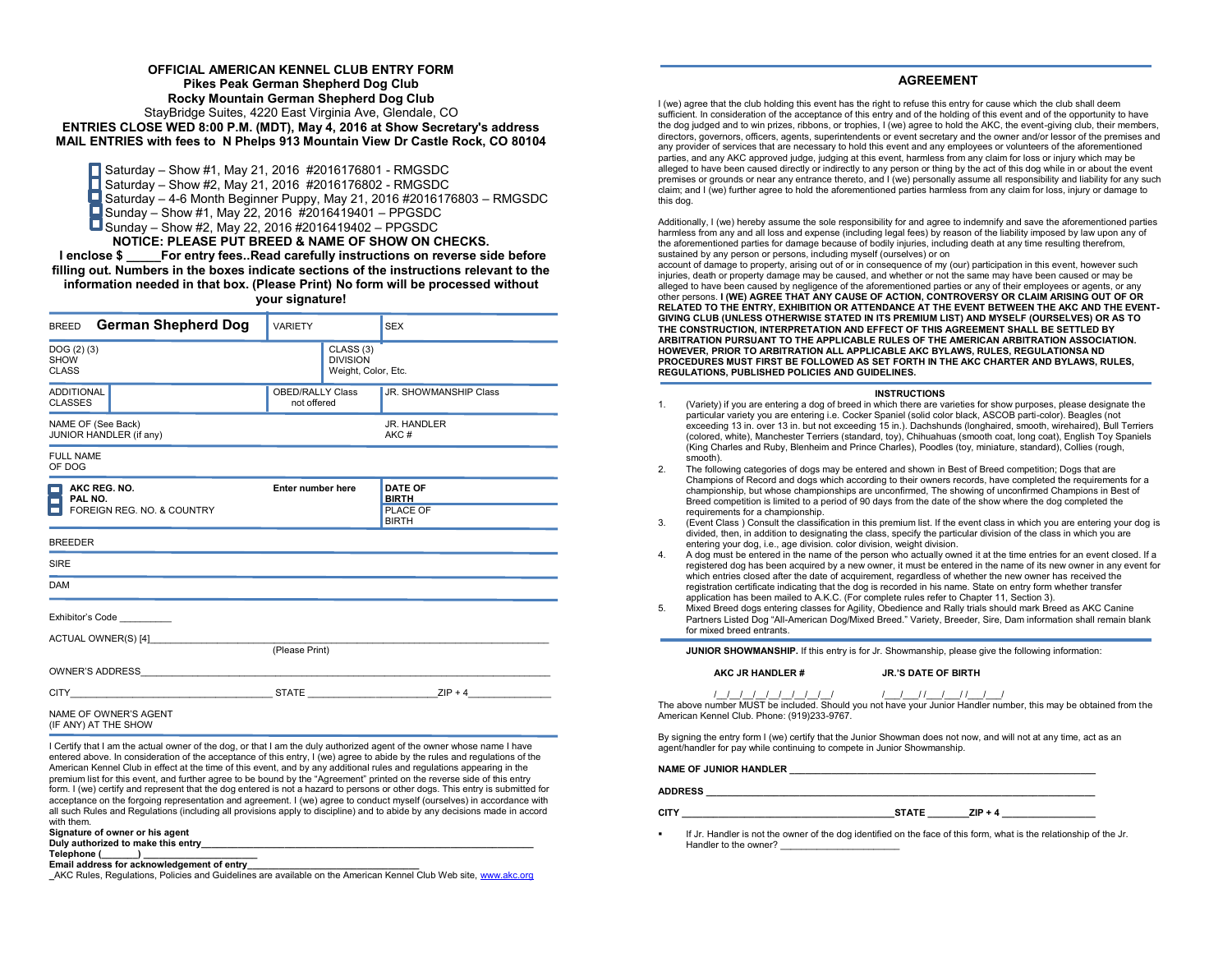**OFFICIAL AMERICAN KENNEL CLUB ENTRY FORM**
**Pikes Peak German Shepherd Dog Club**
**Rocky Mountain German Shepherd Dog Club**
StayBridge Suites, 4220 East Virginia Ave, Glendale, CO
**ENTRIES CLOSE WED 8:00 P.M. (MDT), May 4, 2016 at Show Secretary's address**
**MAIL ENTRIES with fees to N Phelps 913 Mountain View Dr Castle Rock, CO 80104**

- ☐ Saturday – Show #1, May 21, 2016 #2016176801 - RMGSDC
- ☐ Saturday – Show #2, May 21, 2016 #2016176802 - RMGSDC
- ☐ Saturday – 4-6 Month Beginner Puppy, May 21, 2016 #2016176803 – RMGSDC
- ☐ Sunday – Show #1, May 22, 2016 #2016419401 – PPGSDC
- ☐ Sunday – Show #2, May 22, 2016 #2016419402 – PPGSDC

**NOTICE: PLEASE PUT BREED & NAME OF SHOW ON CHECKS.**

**I enclose $ _____For entry fees..Read carefully instructions on reverse side before filling out. Numbers in the boxes indicate sections of the instructions relevant to the information needed in that box. (Please Print) No form will be processed without your signature!**

| | | | |
|---|---|---|---|
| BREED **German Shepherd Dog** | VARIETY | | SEX |
| DOG (2) (3) SHOW CLASS | | CLASS (3) DIVISION Weight, Color, Etc. | |
| ADDITIONAL CLASSES | OBED/RALLY Class not offered | | JR. SHOWMANSHIP Class |
| NAME OF (See Back) JUNIOR HANDLER (if any) | | | JR. HANDLER AKC # |
| FULL NAME OF DOG | | | |
| ☐ AKC REG. NO. ☐ PAL NO. ☐ FOREIGN REG. NO. & COUNTRY | Enter number here | | DATE OF BIRTH / PLACE OF BIRTH |
| BREEDER | | | |
| SIRE | | | |
| DAM | | | |

Exhibitor's Code __________

ACTUAL OWNER(S) [4]______________________________________________________
(Please Print)

OWNER'S ADDRESS______________________________________________________

CITY____________________________ STATE ____________________ZIP + 4_______________

NAME OF OWNER'S AGENT (IF ANY) AT THE SHOW

I Certify that I am the actual owner of the dog, or that I am the duly authorized agent of the owner whose name I have entered above. In consideration of the acceptance of this entry, I (we) agree to abide by the rules and regulations of the American Kennel Club in effect at the time of this event, and by any additional rules and regulations appearing in the premium list for this event, and further agree to be bound by the "Agreement" printed on the reverse side of this entry form. I (we) certify and represent that the dog entered is not a hazard to persons or other dogs. This entry is submitted for acceptance on the forgoing representation and agreement. I (we) agree to conduct myself (ourselves) in accordance with all such Rules and Regulations (including all provisions apply to discipline) and to abide by any decisions made in accord with them.

**Signature of owner or his agent**
**Duly authorized to make this entry**______________________________________________
**Telephone (_______)** ______________________
**Email address for acknowledgement of entry**______________________________
_AKC Rules, Regulations, Policies and Guidelines are available on the American Kennel Club Web site, www.akc.org

## AGREEMENT

I (we) agree that the club holding this event has the right to refuse this entry for cause which the club shall deem sufficient. In consideration of the acceptance of this entry and of the holding of this event and of the opportunity to have the dog judged and to win prizes, ribbons, or trophies, I (we) agree to hold the AKC, the event-giving club, their members, directors, governors, officers, agents, superintendents or event secretary and the owner and/or lessor of the premises and any provider of services that are necessary to hold this event and any employees or volunteers of the aforementioned parties, and any AKC approved judge, judging at this event, harmless from any claim for loss or injury which may be alleged to have been caused directly or indirectly to any person or thing by the act of this dog while in or about the event premises or grounds or near any entrance thereto, and I (we) personally assume all responsibility and liability for any such claim; and I (we) further agree to hold the aforementioned parties harmless from any claim for loss, injury or damage to this dog.

Additionally, I (we) hereby assume the sole responsibility for and agree to indemnify and save the aforementioned parties harmless from any and all loss and expense (including legal fees) by reason of the liability imposed by law upon any of the aforementioned parties for damage because of bodily injuries, including death at any time resulting therefrom, sustained by any person or persons, including myself (ourselves) or on
account of damage to property, arising out of or in consequence of my (our) participation in this event, however such injuries, death or property damage may be caused, and whether or not the same may have been caused or may be alleged to have been caused by negligence of the aforementioned parties or any of their employees or agents, or any other persons. **I (WE) AGREE THAT ANY CAUSE OF ACTION, CONTROVERSY OR CLAIM ARISING OUT OF OR RELATED TO THE ENTRY, EXHIBITION OR ATTENDANCE AT THE EVENT BETWEEN THE AKC AND THE EVENT-GIVING CLUB (UNLESS OTHERWISE STATED IN ITS PREMIUM LIST) AND MYSELF (OURSELVES) OR AS TO THE CONSTRUCTION, INTERPRETATION AND EFFECT OF THIS AGREEMENT SHALL BE SETTLED BY ARBITRATION PURSUANT TO THE APPLICABLE RULES OF THE AMERICAN ARBITRATION ASSOCIATION. HOWEVER, PRIOR TO ARBITRATION ALL APPLICABLE AKC BYLAWS, RULES, REGULATIONSA ND PROCEDURES MUST FIRST BE FOLLOWED AS SET FORTH IN THE AKC CHARTER AND BYLAWS, RULES, REGULATIONS, PUBLISHED POLICIES AND GUIDELINES.**

### INSTRUCTIONS

1. (Variety) if you are entering a dog of breed in which there are varieties for show purposes, please designate the particular variety you are entering i.e. Cocker Spaniel (solid color black, ASCOB parti-color). Beagles (not exceeding 13 in. over 13 in. but not exceeding 15 in.). Dachshunds (longhaired, smooth, wirehaired), Bull Terriers (colored, white), Manchester Terriers (standard, toy), Chihuahuas (smooth coat, long coat), English Toy Spaniels (King Charles and Ruby, Blenheim and Prince Charles), Poodles (toy, miniature, standard), Collies (rough, smooth).
2. The following categories of dogs may be entered and shown in Best of Breed competition; Dogs that are Champions of Record and dogs which according to their owners records, have completed the requirements for a championship, but whose championships are unconfirmed, The showing of unconfirmed Champions in Best of Breed competition is limited to a period of 90 days from the date of the show where the dog completed the requirements for a championship.
3. (Event Class ) Consult the classification in this premium list. If the event class in which you are entering your dog is divided, then, in addition to designating the class, specify the particular division of the class in which you are entering your dog, i.e., age division. color division, weight division.
4. A dog must be entered in the name of the person who actually owned it at the time entries for an event closed. If a registered dog has been acquired by a new owner, it must be entered in the name of its new owner in any event for which entries closed after the date of acquirement, regardless of whether the new owner has received the registration certificate indicating that the dog is recorded in his name. State on entry form whether transfer application has been mailed to A.K.C. (For complete rules refer to Chapter 11, Section 3).
5. Mixed Breed dogs entering classes for Agility, Obedience and Rally trials should mark Breed as AKC Canine Partners Listed Dog "All-American Dog/Mixed Breed." Variety, Breeder, Sire, Dam information shall remain blank for mixed breed entrants.

**JUNIOR SHOWMANSHIP.** If this entry is for Jr. Showmanship, please give the following information:

**AKC JR HANDLER #** /__/__/__/__/__/__/__/__/__/

**JR.'S DATE OF BIRTH** /___/___/ /___/___/ /___/___/

The above number MUST be included. Should you not have your Junior Handler number, this may be obtained from the American Kennel Club. Phone: (919)233-9767.

By signing the entry form I (we) certify that the Junior Showman does not now, and will not at any time, act as an agent/handler for pay while continuing to compete in Junior Showmanship.

**NAME OF JUNIOR HANDLER** ______________________________________________

**ADDRESS** ______________________________________________

**CITY** ____________________________ **STATE** ________ **ZIP + 4** _______________

- If Jr. Handler is not the owner of the dog identified on the face of this form, what is the relationship of the Jr. Handler to the owner? ______________________